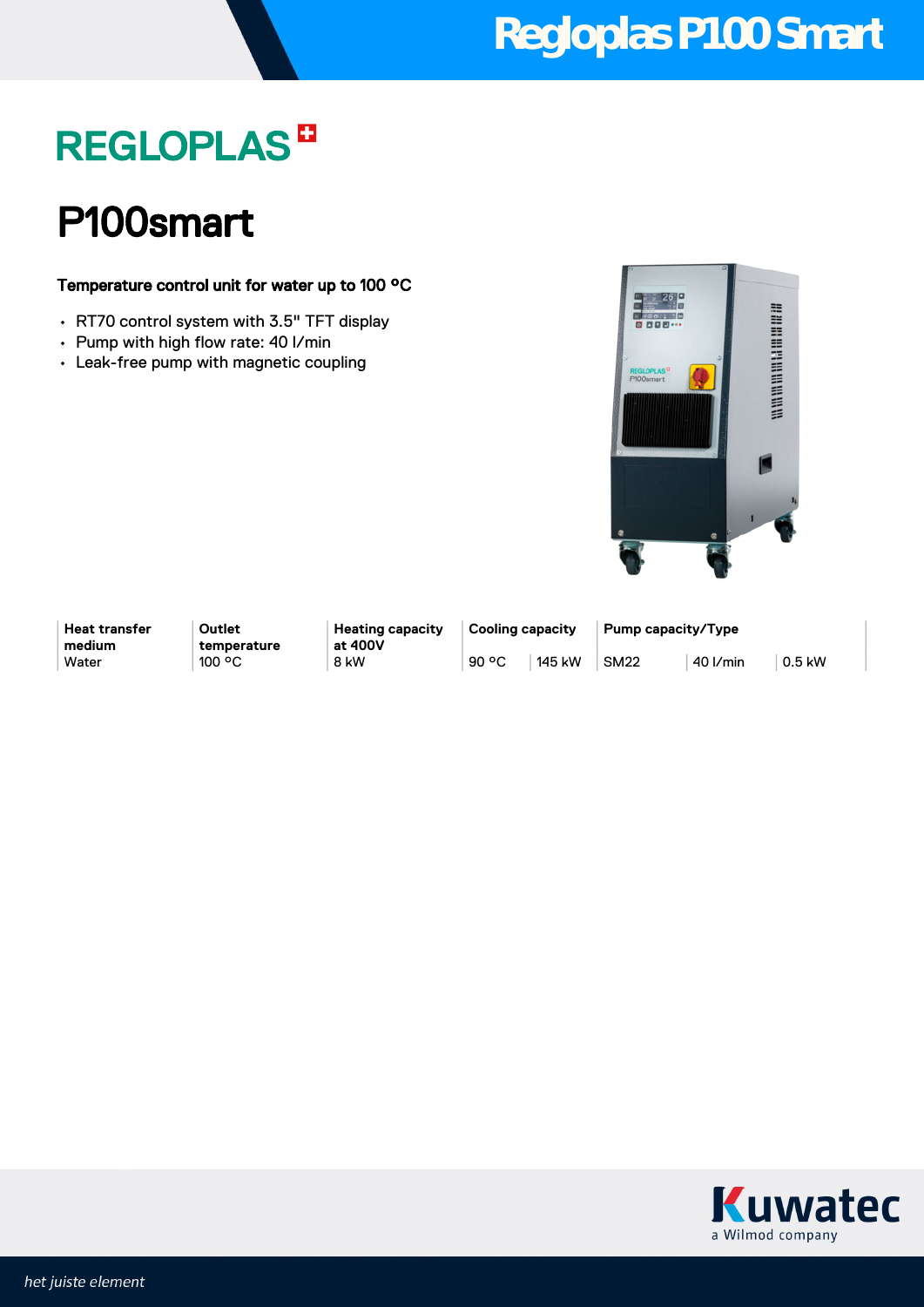# Regloplas P100 Smart

REGLOPLAS

## P100smart

**Temperature control unit for water up to 100 °C**

- RT70 control system with 3.5" TFT display
- Pump with high flow rate: 40 l/min
- Leak-free pump with magnetic coupling

| Heat transfer medium | Outlet temperature | Heating capacity at 400V | Cooling capacity | | Pump capacity/Type | | |
|---|---|---|---|---|---|---|---|
| Water | 100 °C | 8 kW | 90 °C | 145 kW | SM22 | 40 l/min | 0.5 kW |

Kuwatec
a Wilmod company

*het juiste element*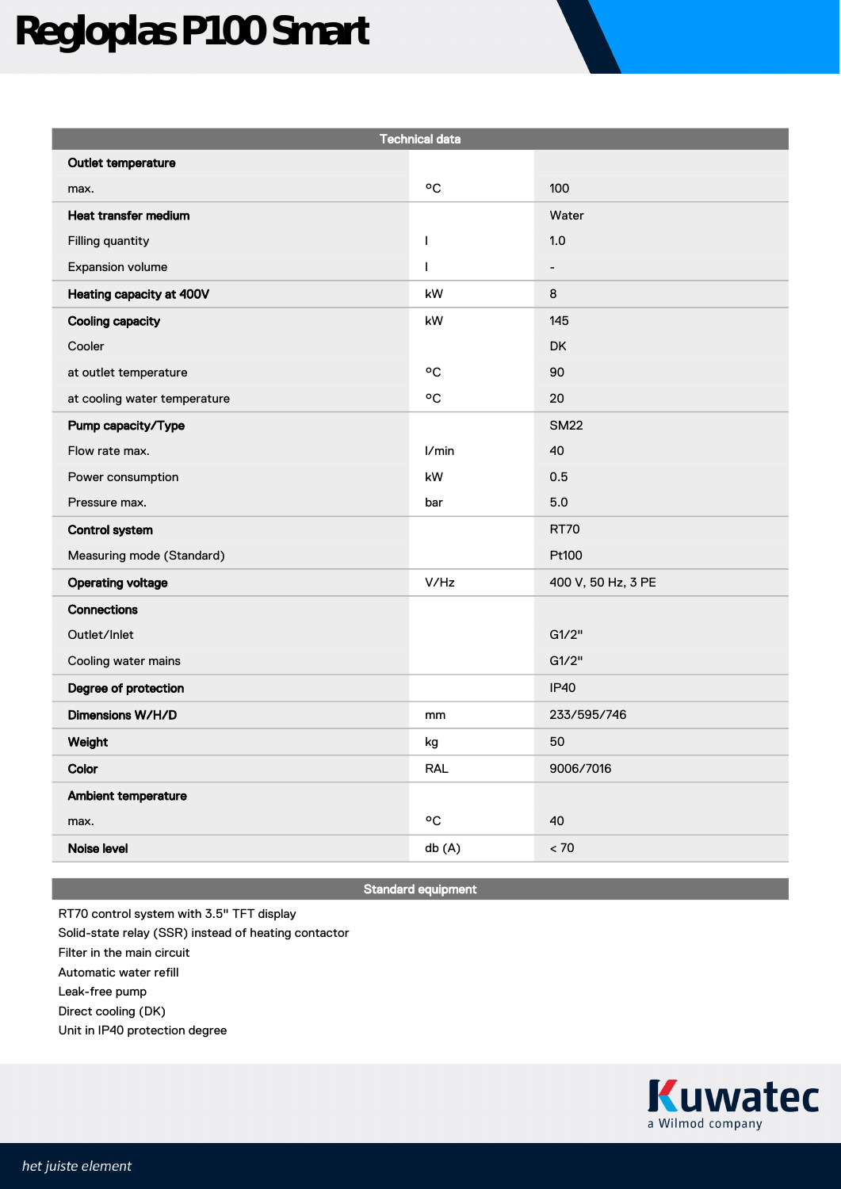# Regloplas P100 Smart

| Technical data | | |
|---|---|---|
| **Outlet temperature** | | |
| max. | °C | 100 |
| **Heat transfer medium** | | Water |
| Filling quantity | l | 1.0 |
| Expansion volume | l | - |
| **Heating capacity at 400V** | kW | 8 |
| **Cooling capacity** | kW | 145 |
| Cooler | | DK |
| at outlet temperature | °C | 90 |
| at cooling water temperature | °C | 20 |
| **Pump capacity/Type** | | SM22 |
| Flow rate max. | l/min | 40 |
| Power consumption | kW | 0.5 |
| Pressure max. | bar | 5.0 |
| **Control system** | | RT70 |
| Measuring mode (Standard) | | Pt100 |
| **Operating voltage** | V/Hz | 400 V, 50 Hz, 3 PE |
| **Connections** | | |
| Outlet/Inlet | | G1/2" |
| Cooling water mains | | G1/2" |
| **Degree of protection** | | IP40 |
| **Dimensions W/H/D** | mm | 233/595/746 |
| **Weight** | kg | 50 |
| **Color** | RAL | 9006/7016 |
| **Ambient temperature** | | |
| max. | °C | 40 |
| **Noise level** | db (A) | < 70 |

## Standard equipment

RT70 control system with 3.5" TFT display
Solid-state relay (SSR) instead of heating contactor
Filter in the main circuit
Automatic water refill
Leak-free pump
Direct cooling (DK)
Unit in IP40 protection degree

Kuwatec
a Wilmod company

*het juiste element*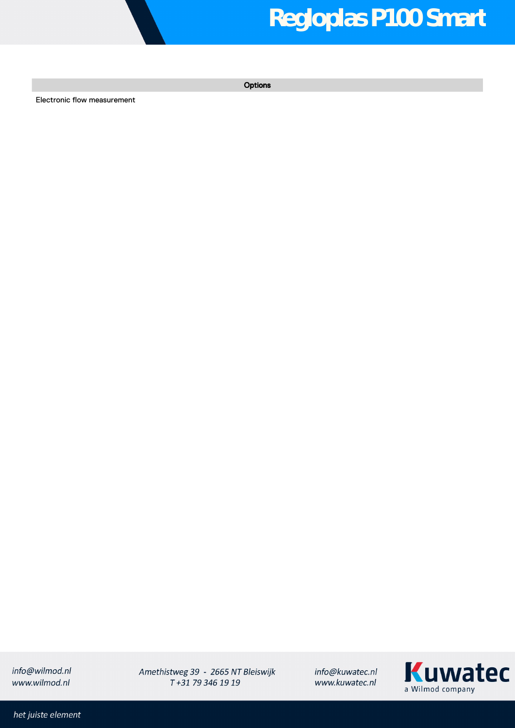| Options |
| --- |
| Electronic flow measurement |